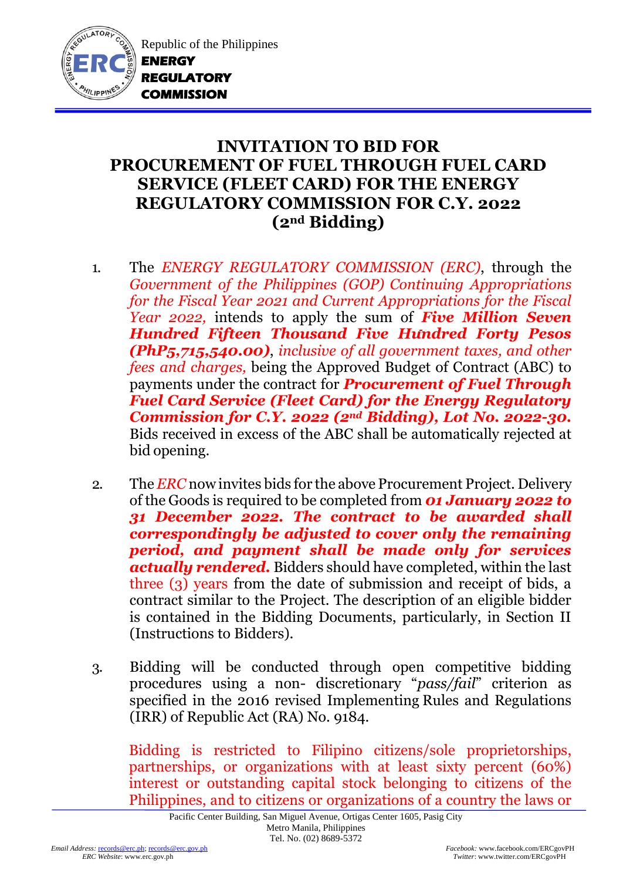Republic of the Philippines
**ENERGY REGULATORY COMMISSION**

# INVITATION TO BID FOR PROCUREMENT OF FUEL THROUGH FUEL CARD SERVICE (FLEET CARD) FOR THE ENERGY REGULATORY COMMISSION FOR C.Y. 2022 (2nd Bidding)

1. The *ENERGY REGULATORY COMMISSION (ERC)*, through the *Government of the Philippines (GOP) Continuing Appropriations for the Fiscal Year 2021 and Current Appropriations for the Fiscal Year 2022,* intends to apply the sum of ***Five Million Seven Hundred Fifteen Thousand Five Hundred Forty Pesos (PhP5,715,540.00)***, *inclusive of all government taxes, and other fees and charges,* being the Approved Budget of Contract (ABC) to payments under the contract for ***Procurement of Fuel Through Fuel Card Service (Fleet Card) for the Energy Regulatory Commission for C.Y. 2022 (2nd Bidding), Lot No. 2022-30.*** Bids received in excess of the ABC shall be automatically rejected at bid opening.

2. The *ERC* now invites bids for the above Procurement Project. Delivery of the Goods is required to be completed from ***01 January 2022 to 31 December 2022. The contract to be awarded shall correspondingly be adjusted to cover only the remaining period, and payment shall be made only for services actually rendered.*** Bidders should have completed, within the last three (3) years from the date of submission and receipt of bids, a contract similar to the Project. The description of an eligible bidder is contained in the Bidding Documents, particularly, in Section II (Instructions to Bidders).

3. Bidding will be conducted through open competitive bidding procedures using a non- discretionary "*pass/fail*" criterion as specified in the 2016 revised Implementing Rules and Regulations (IRR) of Republic Act (RA) No. 9184.

   Bidding is restricted to Filipino citizens/sole proprietorships, partnerships, or organizations with at least sixty percent (60%) interest or outstanding capital stock belonging to citizens of the Philippines, and to citizens or organizations of a country the laws or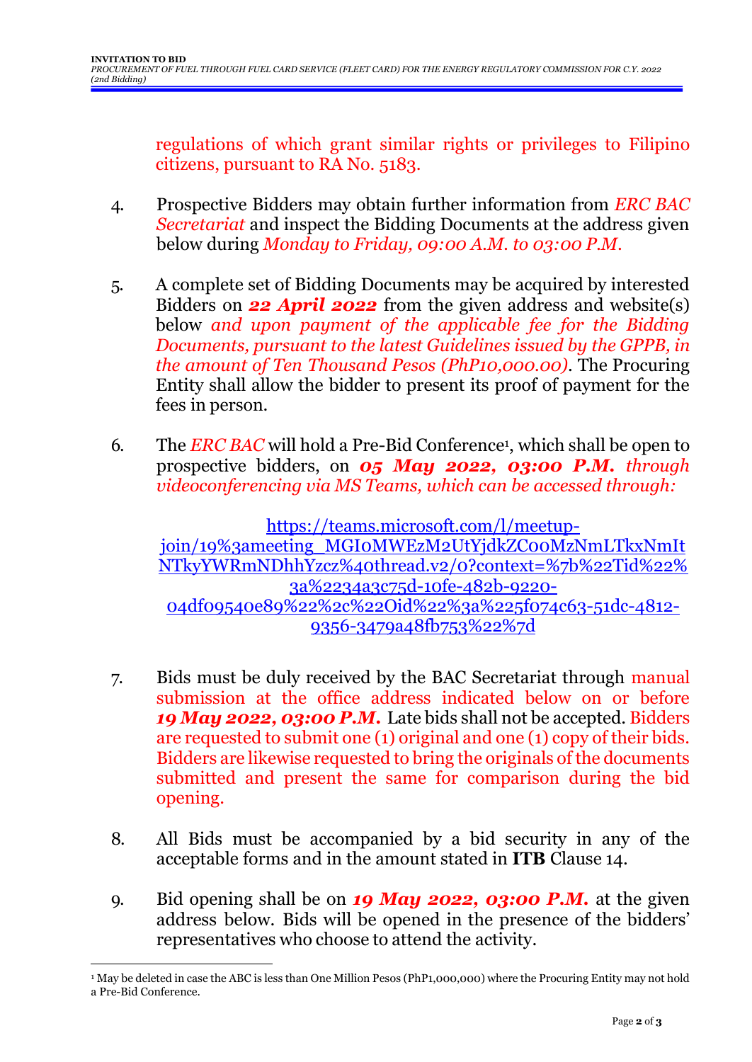regulations of which grant similar rights or privileges to Filipino citizens, pursuant to RA No. 5183.

4. Prospective Bidders may obtain further information from *ERC BAC Secretariat* and inspect the Bidding Documents at the address given below during *Monday to Friday, 09:00 A.M. to 03:00 P.M.*

5. A complete set of Bidding Documents may be acquired by interested Bidders on ***22 April 2022*** from the given address and website(s) below *and upon payment of the applicable fee for the Bidding Documents, pursuant to the latest Guidelines issued by the GPPB, in the amount of Ten Thousand Pesos (PhP10,000.00)*. The Procuring Entity shall allow the bidder to present its proof of payment for the fees in person.

6. The *ERC BAC* will hold a Pre-Bid Conference[1], which shall be open to prospective bidders, on ***05 May 2022, 03:00 P.M.*** *through videoconferencing via MS Teams, which can be accessed through:*

   https://teams.microsoft.com/l/meetup-join/19%3ameeting_MGI0MWEzM2UtYjdkZC00MzNmLTkxNmItNTkyYWRmNDhhYzcz%40thread.v2/0?context=%7b%22Tid%22%3a%2234a3c75d-10fe-482b-9220-04df09540e89%22%2c%22Oid%22%3a%225f074c63-51dc-4812-9356-3479a48fb753%22%7d

7. Bids must be duly received by the BAC Secretariat through manual submission at the office address indicated below on or before ***19 May 2022, 03:00 P.M.*** Late bids shall not be accepted. Bidders are requested to submit one (1) original and one (1) copy of their bids. Bidders are likewise requested to bring the originals of the documents submitted and present the same for comparison during the bid opening.

8. All Bids must be accompanied by a bid security in any of the acceptable forms and in the amount stated in **ITB** Clause 14.

9. Bid opening shall be on ***19 May 2022, 03:00 P.M.*** at the given address below. Bids will be opened in the presence of the bidders' representatives who choose to attend the activity.

---

[1] May be deleted in case the ABC is less than One Million Pesos (PhP1,000,000) where the Procuring Entity may not hold a Pre-Bid Conference.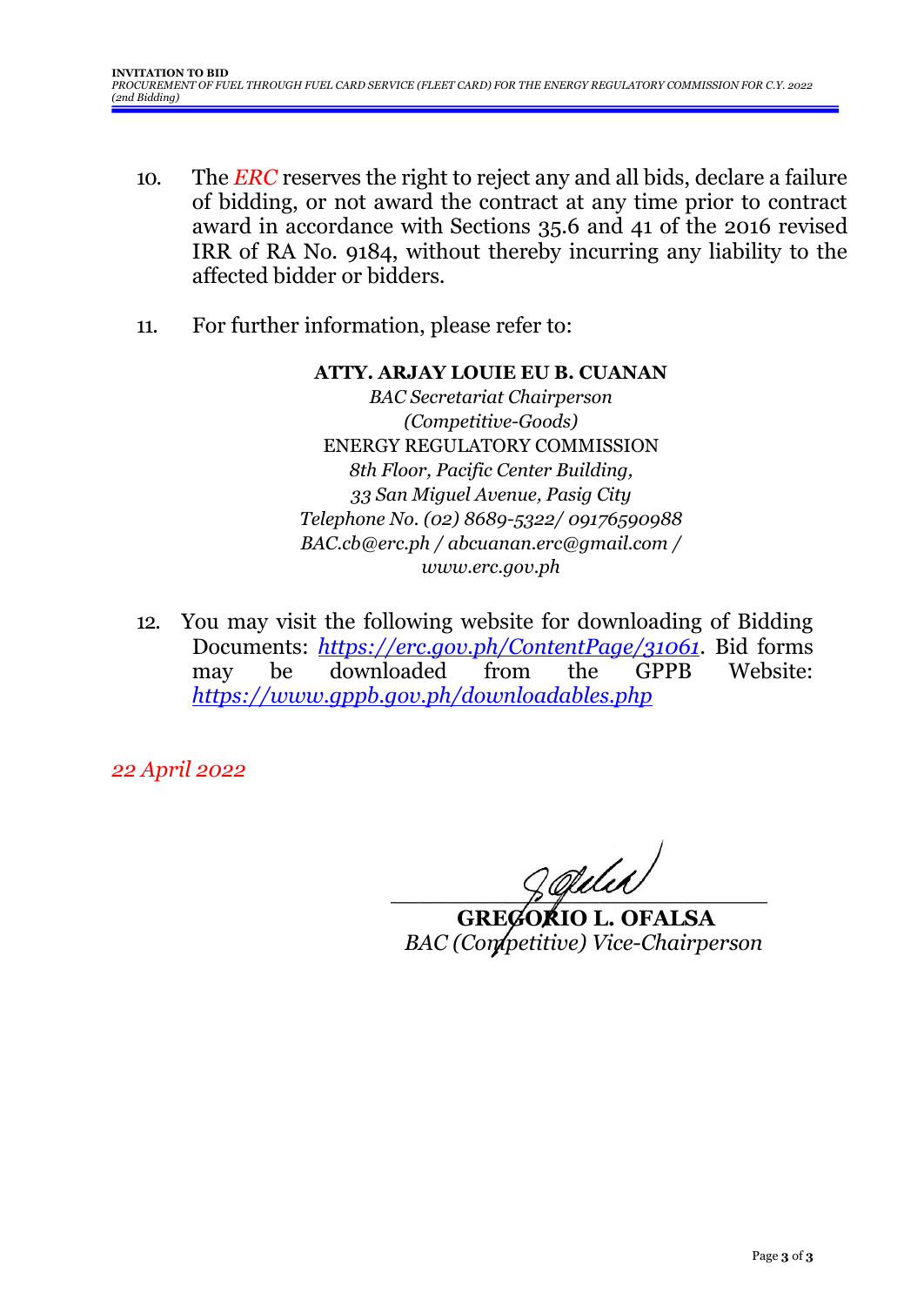10. The *ERC* reserves the right to reject any and all bids, declare a failure of bidding, or not award the contract at any time prior to contract award in accordance with Sections 35.6 and 41 of the 2016 revised IRR of RA No. 9184, without thereby incurring any liability to the affected bidder or bidders.

11. For further information, please refer to:

**ATTY. ARJAY LOUIE EU B. CUANAN**
*BAC Secretariat Chairperson*
*(Competitive-Goods)*
ENERGY REGULATORY COMMISSION
*8th Floor, Pacific Center Building,*
*33 San Miguel Avenue, Pasig City*
*Telephone No. (02) 8689-5322/ 09176590988*
*BAC.cb@erc.ph / abcuanan.erc@gmail.com /*
*www.erc.gov.ph*

12. You may visit the following website for downloading of Bidding Documents: *https://erc.gov.ph/ContentPage/31061*. Bid forms may be downloaded from the GPPB Website: *https://www.gppb.gov.ph/downloadables.php*

*22 April 2022*

**GREGORIO L. OFALSA**
*BAC (Competitive) Vice-Chairperson*